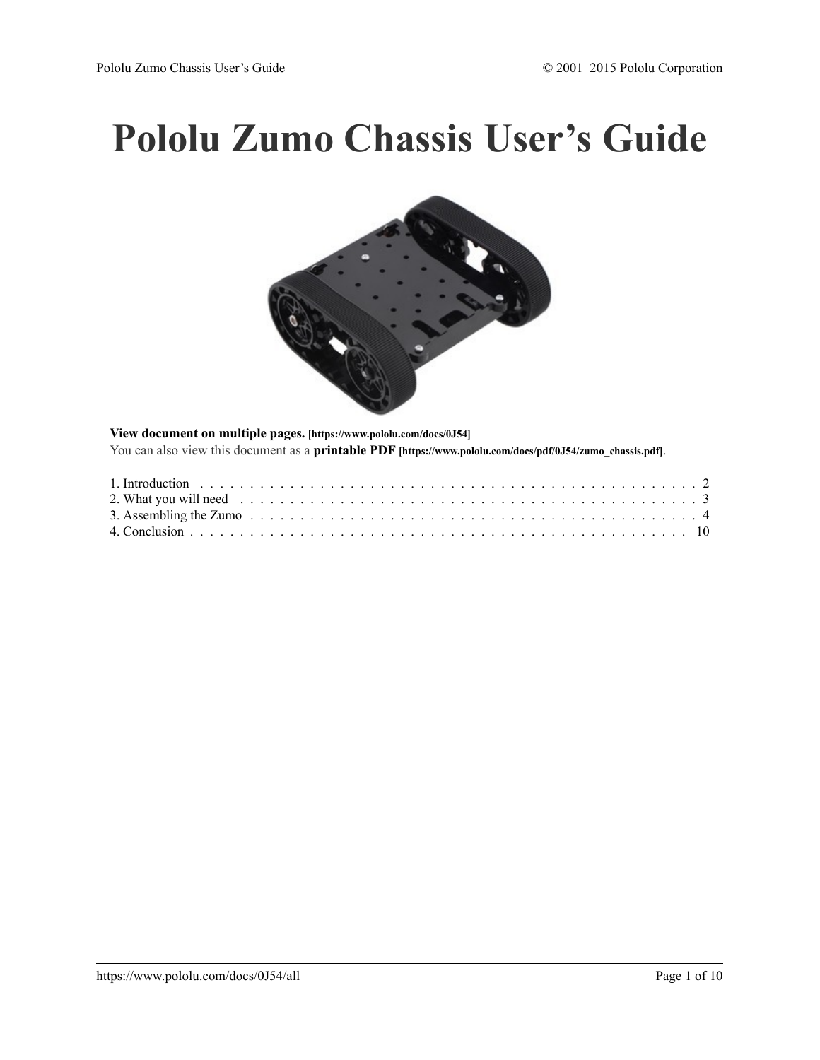# Pololu Zumo Chassis User's Guide

**View document on multiple pages.** **[https://www.pololu.com/docs/0J54]**

You can also view this document as a **printable PDF** **[https://www.pololu.com/docs/pdf/0J54/zumo_chassis.pdf]**.

1. Introduction . . . . . . . . . . . . . . . . . . . . . . . . . . . . . . . . . . . . . . . . . . . . . . . . . . . 2
2. What you will need . . . . . . . . . . . . . . . . . . . . . . . . . . . . . . . . . . . . . . . . . . . . . . . 3
3. Assembling the Zumo . . . . . . . . . . . . . . . . . . . . . . . . . . . . . . . . . . . . . . . . . . . . . . 4
4. Conclusion . . . . . . . . . . . . . . . . . . . . . . . . . . . . . . . . . . . . . . . . . . . . . . . . . . . 10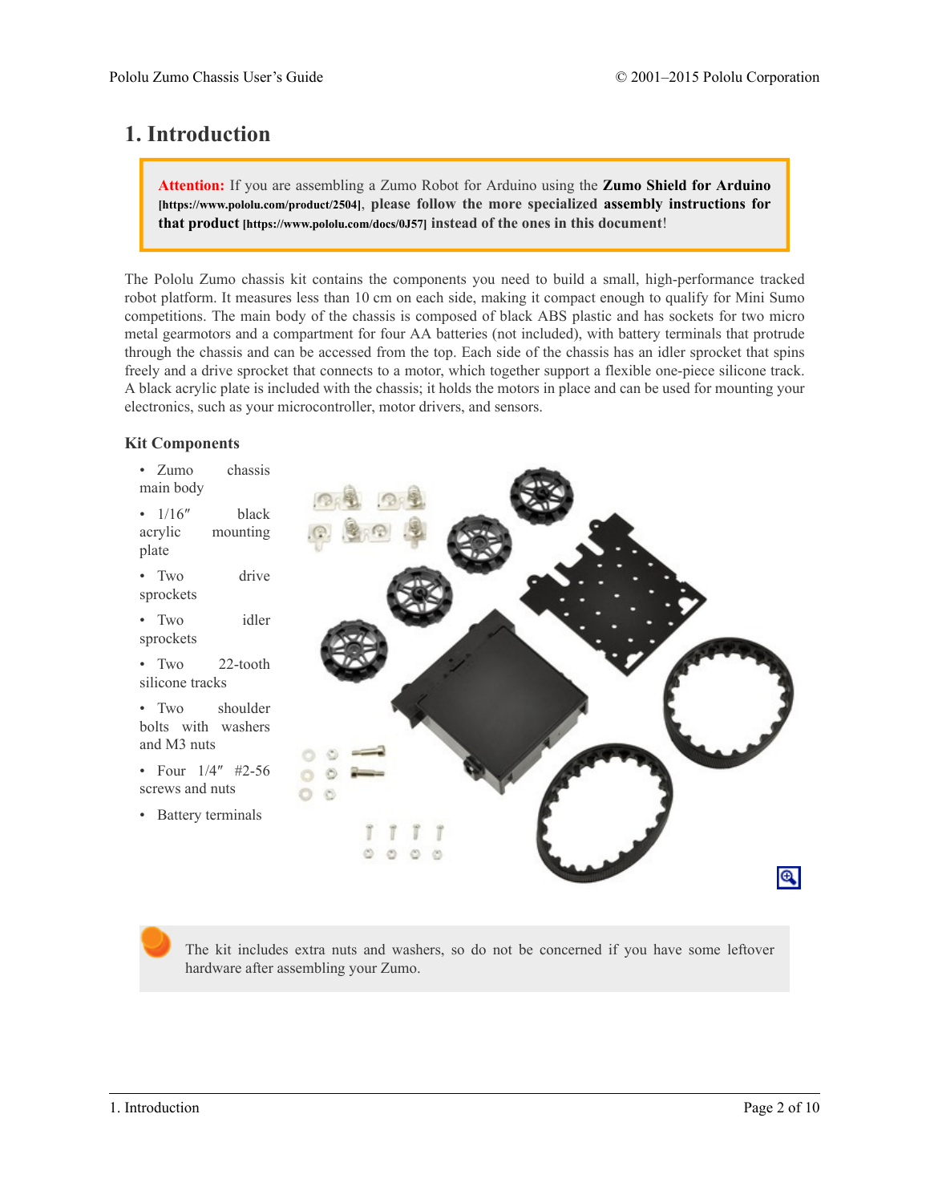# 1. Introduction

**Attention:** If you are assembling a Zumo Robot for Arduino using the **Zumo Shield for Arduino** [https://www.pololu.com/product/2504], **please follow the more specialized assembly instructions for that product** [https://www.pololu.com/docs/0J57] **instead of the ones in this document**!

The Pololu Zumo chassis kit contains the components you need to build a small, high-performance tracked robot platform. It measures less than 10 cm on each side, making it compact enough to qualify for Mini Sumo competitions. The main body of the chassis is composed of black ABS plastic and has sockets for two micro metal gearmotors and a compartment for four AA batteries (not included), with battery terminals that protrude through the chassis and can be accessed from the top. Each side of the chassis has an idler sprocket that spins freely and a drive sprocket that connects to a motor, which together support a flexible one-piece silicone track. A black acrylic plate is included with the chassis; it holds the motors in place and can be used for mounting your electronics, such as your microcontroller, motor drivers, and sensors.

### Kit Components

- Zumo chassis main body
- 1/16″ black acrylic mounting plate
- Two drive sprockets
- Two idler sprockets
- Two 22-tooth silicone tracks
- Two shoulder bolts with washers and M3 nuts
- Four 1/4″ #2-56 screws and nuts
- Battery terminals

The kit includes extra nuts and washers, so do not be concerned if you have some leftover hardware after assembling your Zumo.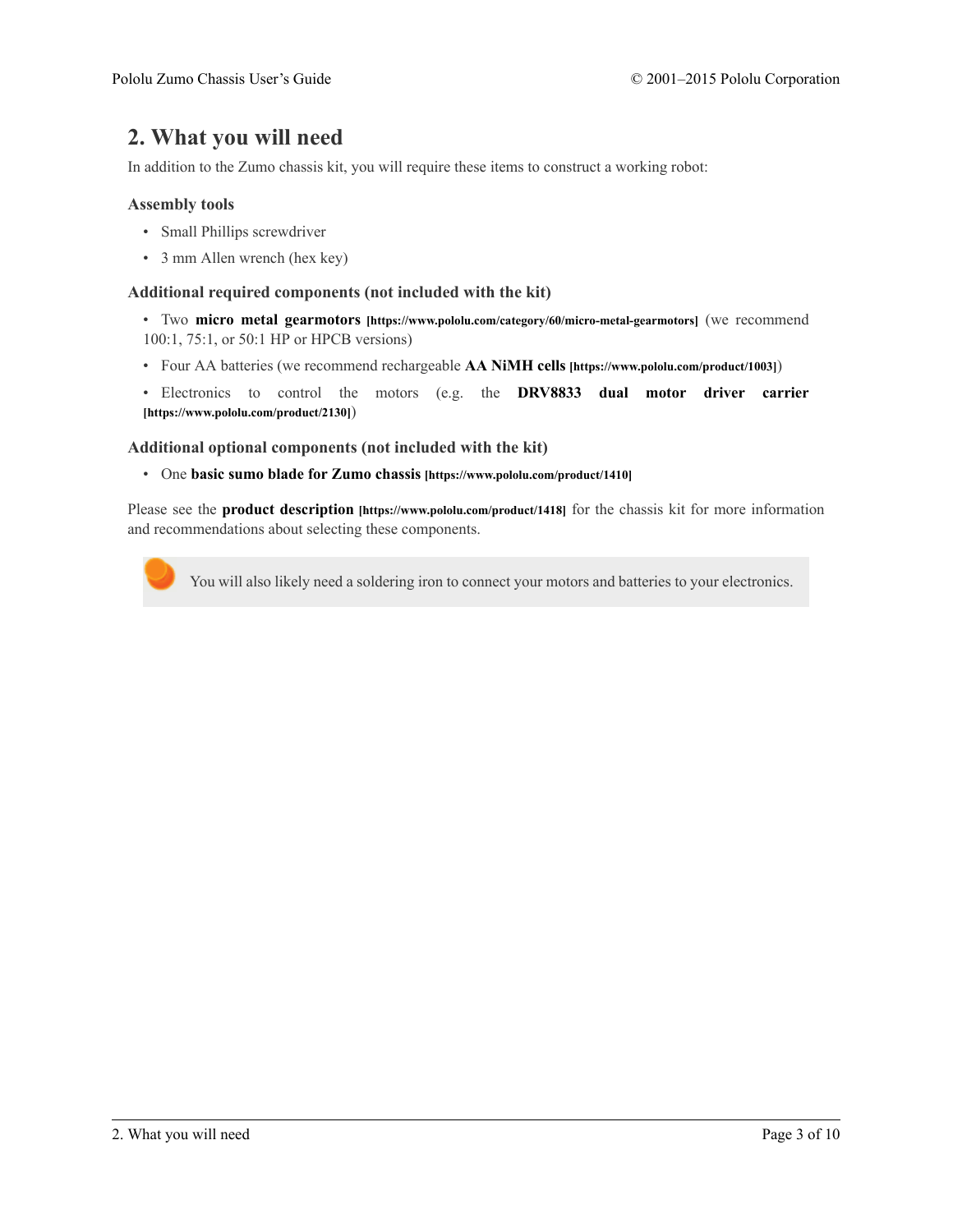## 2. What you will need

In addition to the Zumo chassis kit, you will require these items to construct a working robot:

### Assembly tools

- Small Phillips screwdriver
- 3 mm Allen wrench (hex key)

### Additional required components (not included with the kit)

- Two **micro metal gearmotors** [https://www.pololu.com/category/60/micro-metal-gearmotors] (we recommend 100:1, 75:1, or 50:1 HP or HPCB versions)
- Four AA batteries (we recommend rechargeable **AA NiMH cells** [https://www.pololu.com/product/1003])
- Electronics to control the motors (e.g. the **DRV8833 dual motor driver carrier** [https://www.pololu.com/product/2130])

### Additional optional components (not included with the kit)

- One **basic sumo blade for Zumo chassis** [https://www.pololu.com/product/1410]

Please see the **product description** [https://www.pololu.com/product/1418] for the chassis kit for more information and recommendations about selecting these components.

You will also likely need a soldering iron to connect your motors and batteries to your electronics.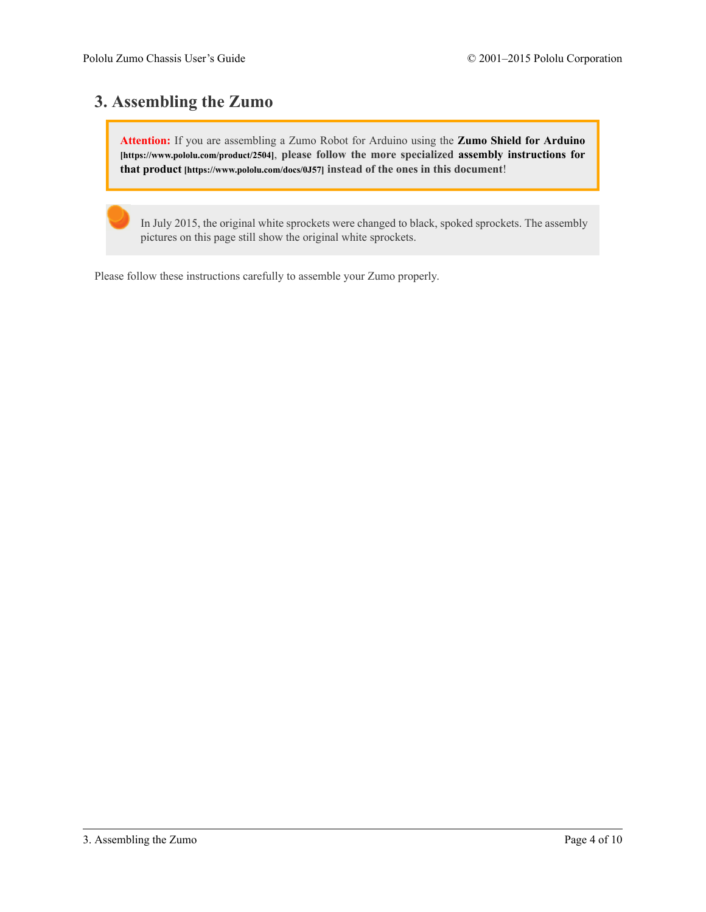# 3. Assembling the Zumo

**Attention:** If you are assembling a Zumo Robot for Arduino using the **Zumo Shield for Arduino** [https://www.pololu.com/product/2504], **please follow the more specialized assembly instructions for that product** [https://www.pololu.com/docs/0J57] **instead of the ones in this document**!

In July 2015, the original white sprockets were changed to black, spoked sprockets. The assembly pictures on this page still show the original white sprockets.

Please follow these instructions carefully to assemble your Zumo properly.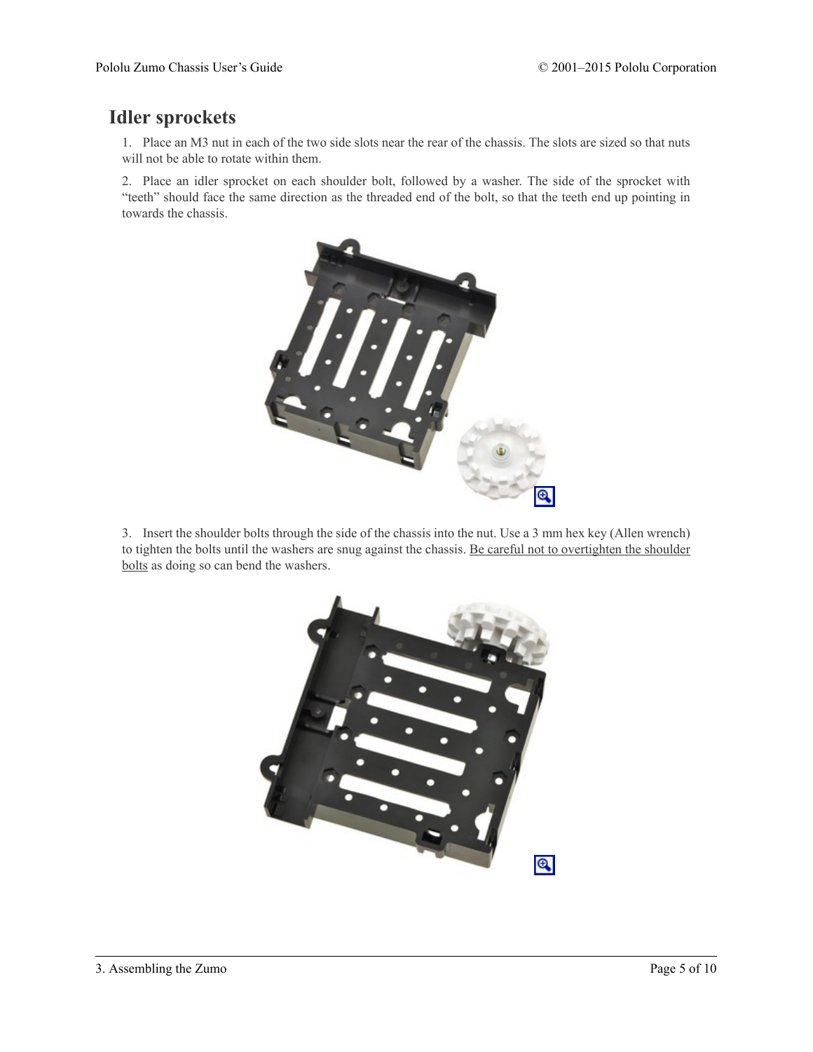## Idler sprockets

1. Place an M3 nut in each of the two side slots near the rear of the chassis. The slots are sized so that nuts will not be able to rotate within them.

2. Place an idler sprocket on each shoulder bolt, followed by a washer. The side of the sprocket with "teeth" should face the same direction as the threaded end of the bolt, so that the teeth end up pointing in towards the chassis.

3. Insert the shoulder bolts through the side of the chassis into the nut. Use a 3 mm hex key (Allen wrench) to tighten the bolts until the washers are snug against the chassis. Be careful not to overtighten the shoulder bolts as doing so can bend the washers.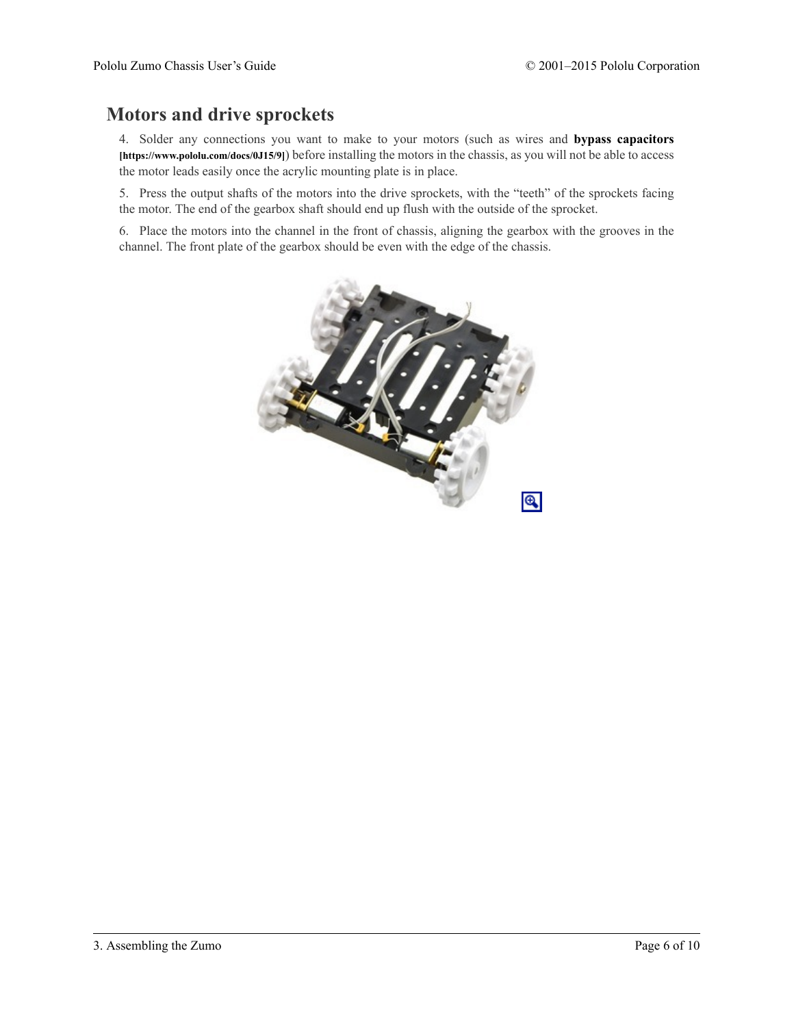## Motors and drive sprockets

4. Solder any connections you want to make to your motors (such as wires and **bypass capacitors** [https://www.pololu.com/docs/0J15/9]) before installing the motors in the chassis, as you will not be able to access the motor leads easily once the acrylic mounting plate is in place.

5. Press the output shafts of the motors into the drive sprockets, with the "teeth" of the sprockets facing the motor. The end of the gearbox shaft should end up flush with the outside of the sprocket.

6. Place the motors into the channel in the front of chassis, aligning the gearbox with the grooves in the channel. The front plate of the gearbox should be even with the edge of the chassis.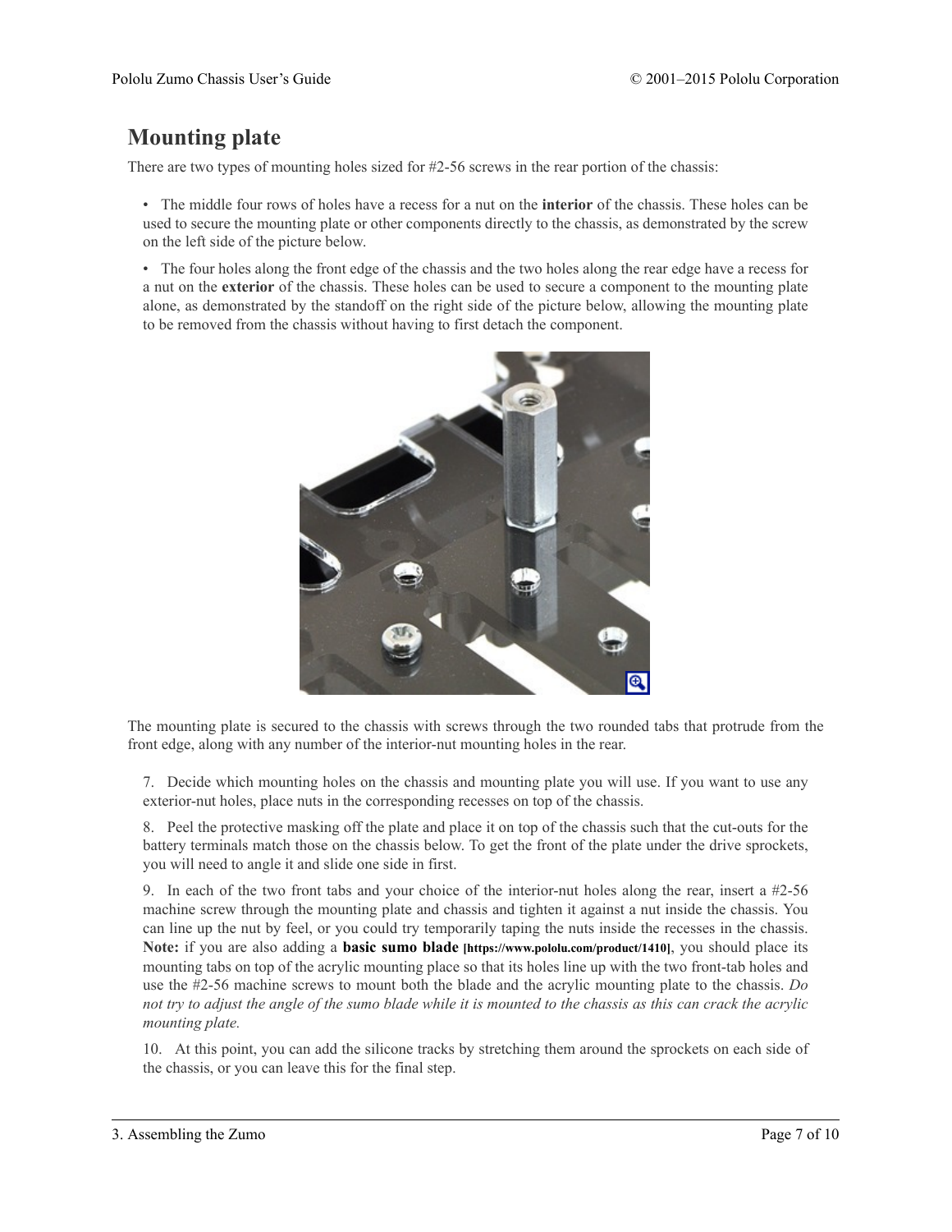## Mounting plate

There are two types of mounting holes sized for #2-56 screws in the rear portion of the chassis:

- The middle four rows of holes have a recess for a nut on the **interior** of the chassis. These holes can be used to secure the mounting plate or other components directly to the chassis, as demonstrated by the screw on the left side of the picture below.
- The four holes along the front edge of the chassis and the two holes along the rear edge have a recess for a nut on the **exterior** of the chassis. These holes can be used to secure a component to the mounting plate alone, as demonstrated by the standoff on the right side of the picture below, allowing the mounting plate to be removed from the chassis without having to first detach the component.

The mounting plate is secured to the chassis with screws through the two rounded tabs that protrude from the front edge, along with any number of the interior-nut mounting holes in the rear.

7. Decide which mounting holes on the chassis and mounting plate you will use. If you want to use any exterior-nut holes, place nuts in the corresponding recesses on top of the chassis.

8. Peel the protective masking off the plate and place it on top of the chassis such that the cut-outs for the battery terminals match those on the chassis below. To get the front of the plate under the drive sprockets, you will need to angle it and slide one side in first.

9. In each of the two front tabs and your choice of the interior-nut holes along the rear, insert a #2-56 machine screw through the mounting plate and chassis and tighten it against a nut inside the chassis. You can line up the nut by feel, or you could try temporarily taping the nuts inside the recesses in the chassis. **Note:** if you are also adding a **basic sumo blade [https://www.pololu.com/product/1410]**, you should place its mounting tabs on top of the acrylic mounting place so that its holes line up with the two front-tab holes and use the #2-56 machine screws to mount both the blade and the acrylic mounting plate to the chassis. *Do not try to adjust the angle of the sumo blade while it is mounted to the chassis as this can crack the acrylic mounting plate.*

10. At this point, you can add the silicone tracks by stretching them around the sprockets on each side of the chassis, or you can leave this for the final step.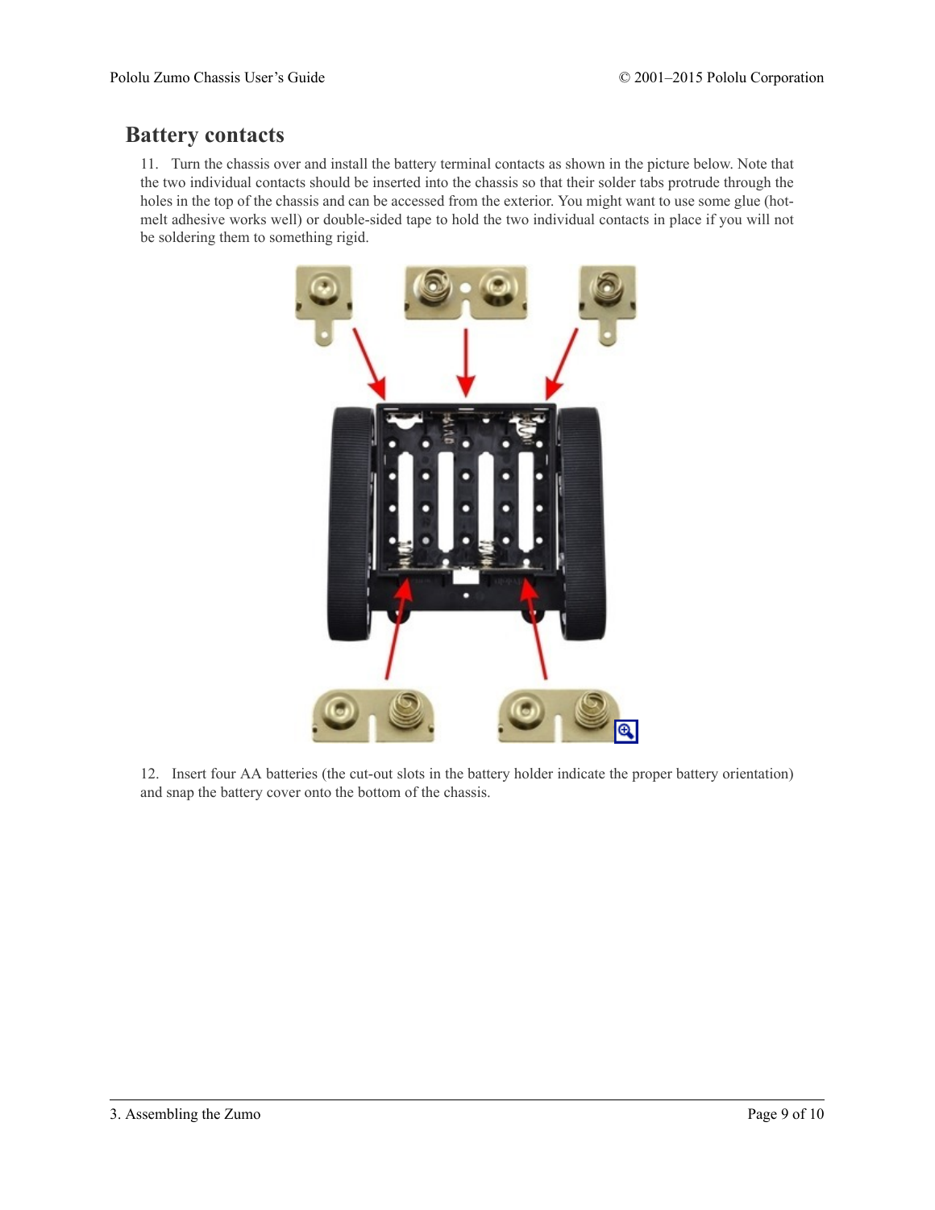## Battery contacts

11. Turn the chassis over and install the battery terminal contacts as shown in the picture below. Note that the two individual contacts should be inserted into the chassis so that their solder tabs protrude through the holes in the top of the chassis and can be accessed from the exterior. You might want to use some glue (hot-melt adhesive works well) or double-sided tape to hold the two individual contacts in place if you will not be soldering them to something rigid.

12. Insert four AA batteries (the cut-out slots in the battery holder indicate the proper battery orientation) and snap the battery cover onto the bottom of the chassis.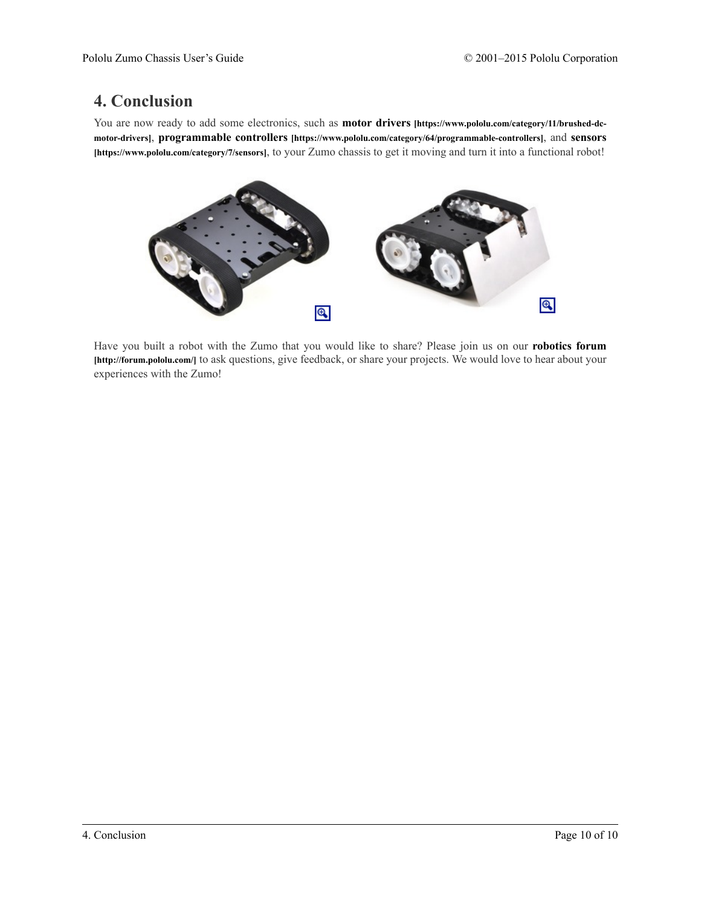## 4. Conclusion

You are now ready to add some electronics, such as **motor drivers** **[https://www.pololu.com/category/11/brushed-dc-motor-drivers]**, **programmable controllers** **[https://www.pololu.com/category/64/programmable-controllers]**, and **sensors** **[https://www.pololu.com/category/7/sensors]**, to your Zumo chassis to get it moving and turn it into a functional robot!

Have you built a robot with the Zumo that you would like to share? Please join us on our **robotics forum** **[http://forum.pololu.com/]** to ask questions, give feedback, or share your projects. We would love to hear about your experiences with the Zumo!